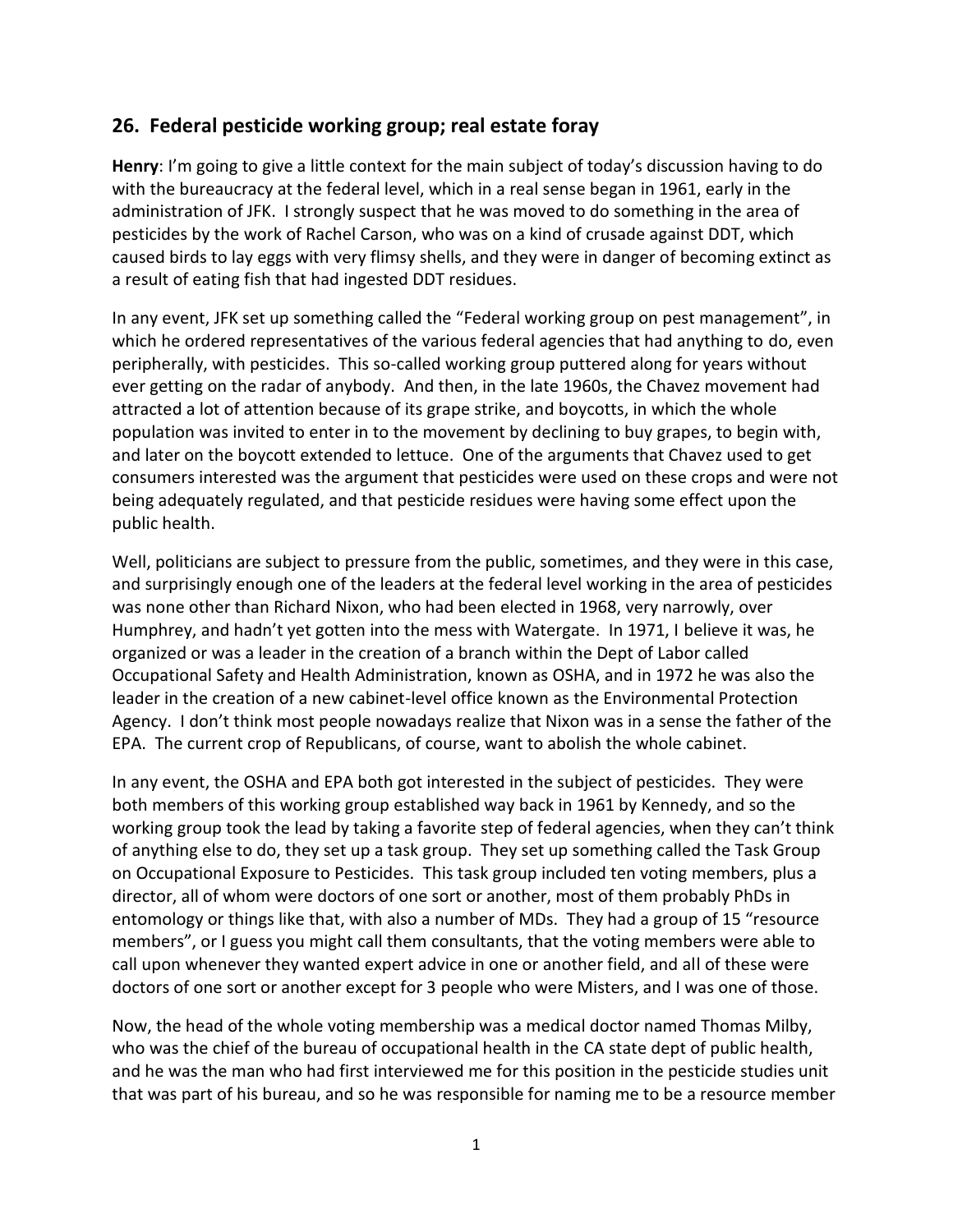## 26. Federal pesticide working group; real estate foray

**Henry**: I'm going to give a little context for the main subject of today's discussion having to do with the bureaucracy at the federal level, which in a real sense began in 1961, early in the administration of JFK. I strongly suspect that he was moved to do something in the area of pesticides by the work of Rachel Carson, who was on a kind of crusade against DDT, which caused birds to lay eggs with very flimsy shells, and they were in danger of becoming extinct as a result of eating fish that had ingested DDT residues.

In any event, JFK set up something called the "Federal working group on pest management", in which he ordered representatives of the various federal agencies that had anything to do, even peripherally, with pesticides. This so-called working group puttered along for years without ever getting on the radar of anybody. And then, in the late 1960s, the Chavez movement had attracted a lot of attention because of its grape strike, and boycotts, in which the whole population was invited to enter in to the movement by declining to buy grapes, to begin with, and later on the boycott extended to lettuce. One of the arguments that Chavez used to get consumers interested was the argument that pesticides were used on these crops and were not being adequately regulated, and that pesticide residues were having some effect upon the public health.

Well, politicians are subject to pressure from the public, sometimes, and they were in this case, and surprisingly enough one of the leaders at the federal level working in the area of pesticides was none other than Richard Nixon, who had been elected in 1968, very narrowly, over Humphrey, and hadn't yet gotten into the mess with Watergate. In 1971, I believe it was, he organized or was a leader in the creation of a branch within the Dept of Labor called Occupational Safety and Health Administration, known as OSHA, and in 1972 he was also the leader in the creation of a new cabinet-level office known as the Environmental Protection Agency. I don't think most people nowadays realize that Nixon was in a sense the father of the EPA. The current crop of Republicans, of course, want to abolish the whole cabinet.

In any event, the OSHA and EPA both got interested in the subject of pesticides. They were both members of this working group established way back in 1961 by Kennedy, and so the working group took the lead by taking a favorite step of federal agencies, when they can't think of anything else to do, they set up a task group. They set up something called the Task Group on Occupational Exposure to Pesticides. This task group included ten voting members, plus a director, all of whom were doctors of one sort or another, most of them probably PhDs in entomology or things like that, with also a number of MDs. They had a group of 15 "resource members", or I guess you might call them consultants, that the voting members were able to call upon whenever they wanted expert advice in one or another field, and all of these were doctors of one sort or another except for 3 people who were Misters, and I was one of those.

Now, the head of the whole voting membership was a medical doctor named Thomas Milby, who was the chief of the bureau of occupational health in the CA state dept of public health, and he was the man who had first interviewed me for this position in the pesticide studies unit that was part of his bureau, and so he was responsible for naming me to be a resource member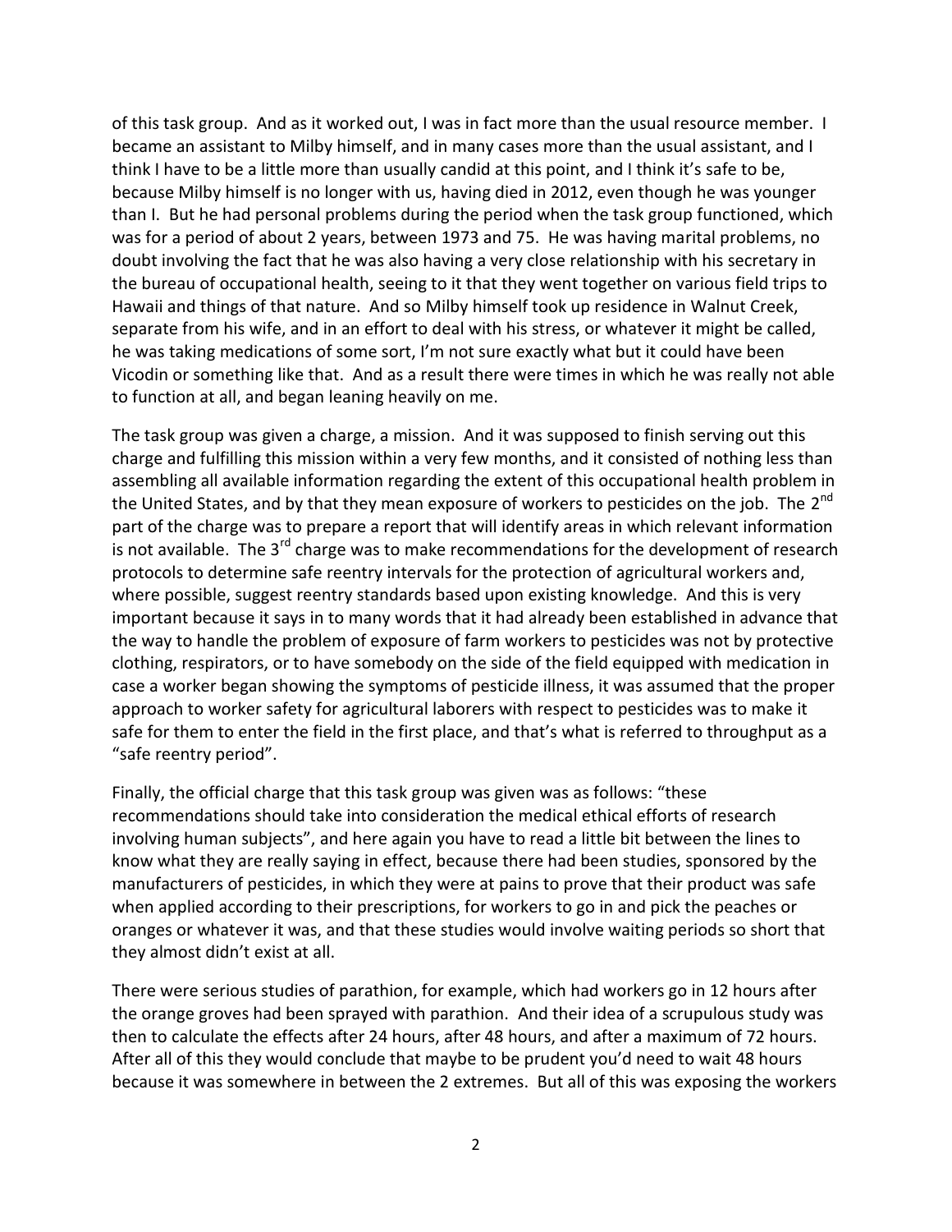of this task group. And as it worked out, I was in fact more than the usual resource member. I became an assistant to Milby himself, and in many cases more than the usual assistant, and I think I have to be a little more than usually candid at this point, and I think it's safe to be, because Milby himself is no longer with us, having died in 2012, even though he was younger than I. But he had personal problems during the period when the task group functioned, which was for a period of about 2 years, between 1973 and 75. He was having marital problems, no doubt involving the fact that he was also having a very close relationship with his secretary in the bureau of occupational health, seeing to it that they went together on various field trips to Hawaii and things of that nature. And so Milby himself took up residence in Walnut Creek, separate from his wife, and in an effort to deal with his stress, or whatever it might be called, he was taking medications of some sort, I'm not sure exactly what but it could have been Vicodin or something like that. And as a result there were times in which he was really not able to function at all, and began leaning heavily on me.

The task group was given a charge, a mission. And it was supposed to finish serving out this charge and fulfilling this mission within a very few months, and it consisted of nothing less than assembling all available information regarding the extent of this occupational health problem in the United States, and by that they mean exposure of workers to pesticides on the job. The 2nd part of the charge was to prepare a report that will identify areas in which relevant information is not available. The 3rd charge was to make recommendations for the development of research protocols to determine safe reentry intervals for the protection of agricultural workers and, where possible, suggest reentry standards based upon existing knowledge. And this is very important because it says in to many words that it had already been established in advance that the way to handle the problem of exposure of farm workers to pesticides was not by protective clothing, respirators, or to have somebody on the side of the field equipped with medication in case a worker began showing the symptoms of pesticide illness, it was assumed that the proper approach to worker safety for agricultural laborers with respect to pesticides was to make it safe for them to enter the field in the first place, and that's what is referred to throughput as a "safe reentry period".

Finally, the official charge that this task group was given was as follows: "these recommendations should take into consideration the medical ethical efforts of research involving human subjects", and here again you have to read a little bit between the lines to know what they are really saying in effect, because there had been studies, sponsored by the manufacturers of pesticides, in which they were at pains to prove that their product was safe when applied according to their prescriptions, for workers to go in and pick the peaches or oranges or whatever it was, and that these studies would involve waiting periods so short that they almost didn't exist at all.

There were serious studies of parathion, for example, which had workers go in 12 hours after the orange groves had been sprayed with parathion. And their idea of a scrupulous study was then to calculate the effects after 24 hours, after 48 hours, and after a maximum of 72 hours. After all of this they would conclude that maybe to be prudent you'd need to wait 48 hours because it was somewhere in between the 2 extremes. But all of this was exposing the workers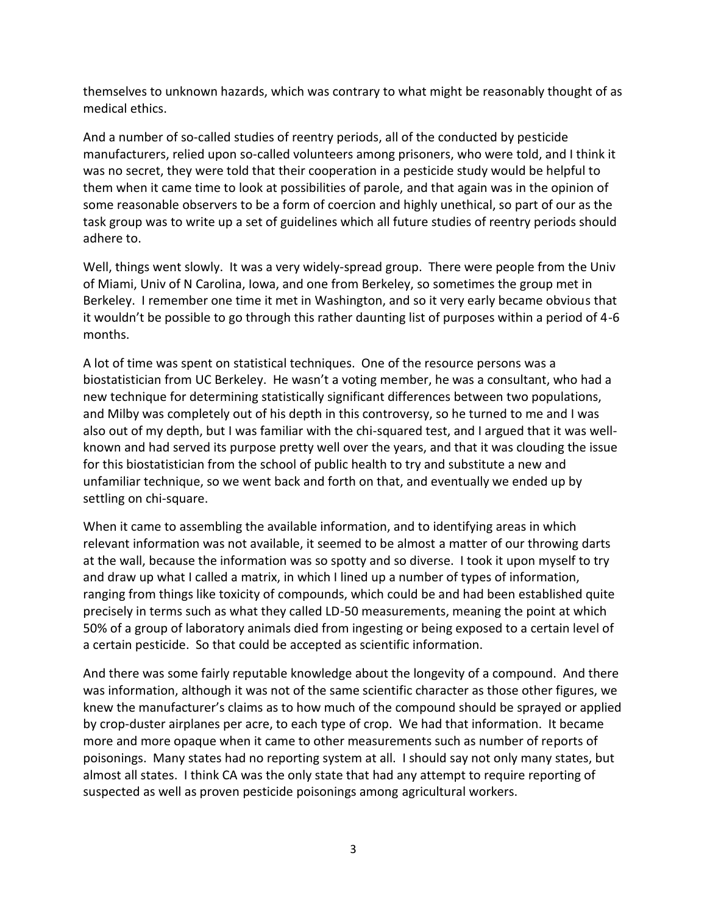themselves to unknown hazards, which was contrary to what might be reasonably thought of as medical ethics.

And a number of so-called studies of reentry periods, all of the conducted by pesticide manufacturers, relied upon so-called volunteers among prisoners, who were told, and I think it was no secret, they were told that their cooperation in a pesticide study would be helpful to them when it came time to look at possibilities of parole, and that again was in the opinion of some reasonable observers to be a form of coercion and highly unethical, so part of our as the task group was to write up a set of guidelines which all future studies of reentry periods should adhere to.

Well, things went slowly. It was a very widely-spread group. There were people from the Univ of Miami, Univ of N Carolina, Iowa, and one from Berkeley, so sometimes the group met in Berkeley. I remember one time it met in Washington, and so it very early became obvious that it wouldn't be possible to go through this rather daunting list of purposes within a period of 4-6 months.

A lot of time was spent on statistical techniques. One of the resource persons was a biostatistician from UC Berkeley. He wasn't a voting member, he was a consultant, who had a new technique for determining statistically significant differences between two populations, and Milby was completely out of his depth in this controversy, so he turned to me and I was also out of my depth, but I was familiar with the chi-squared test, and I argued that it was well-known and had served its purpose pretty well over the years, and that it was clouding the issue for this biostatistician from the school of public health to try and substitute a new and unfamiliar technique, so we went back and forth on that, and eventually we ended up by settling on chi-square.

When it came to assembling the available information, and to identifying areas in which relevant information was not available, it seemed to be almost a matter of our throwing darts at the wall, because the information was so spotty and so diverse. I took it upon myself to try and draw up what I called a matrix, in which I lined up a number of types of information, ranging from things like toxicity of compounds, which could be and had been established quite precisely in terms such as what they called LD-50 measurements, meaning the point at which 50% of a group of laboratory animals died from ingesting or being exposed to a certain level of a certain pesticide. So that could be accepted as scientific information.

And there was some fairly reputable knowledge about the longevity of a compound. And there was information, although it was not of the same scientific character as those other figures, we knew the manufacturer's claims as to how much of the compound should be sprayed or applied by crop-duster airplanes per acre, to each type of crop. We had that information. It became more and more opaque when it came to other measurements such as number of reports of poisonings. Many states had no reporting system at all. I should say not only many states, but almost all states. I think CA was the only state that had any attempt to require reporting of suspected as well as proven pesticide poisonings among agricultural workers.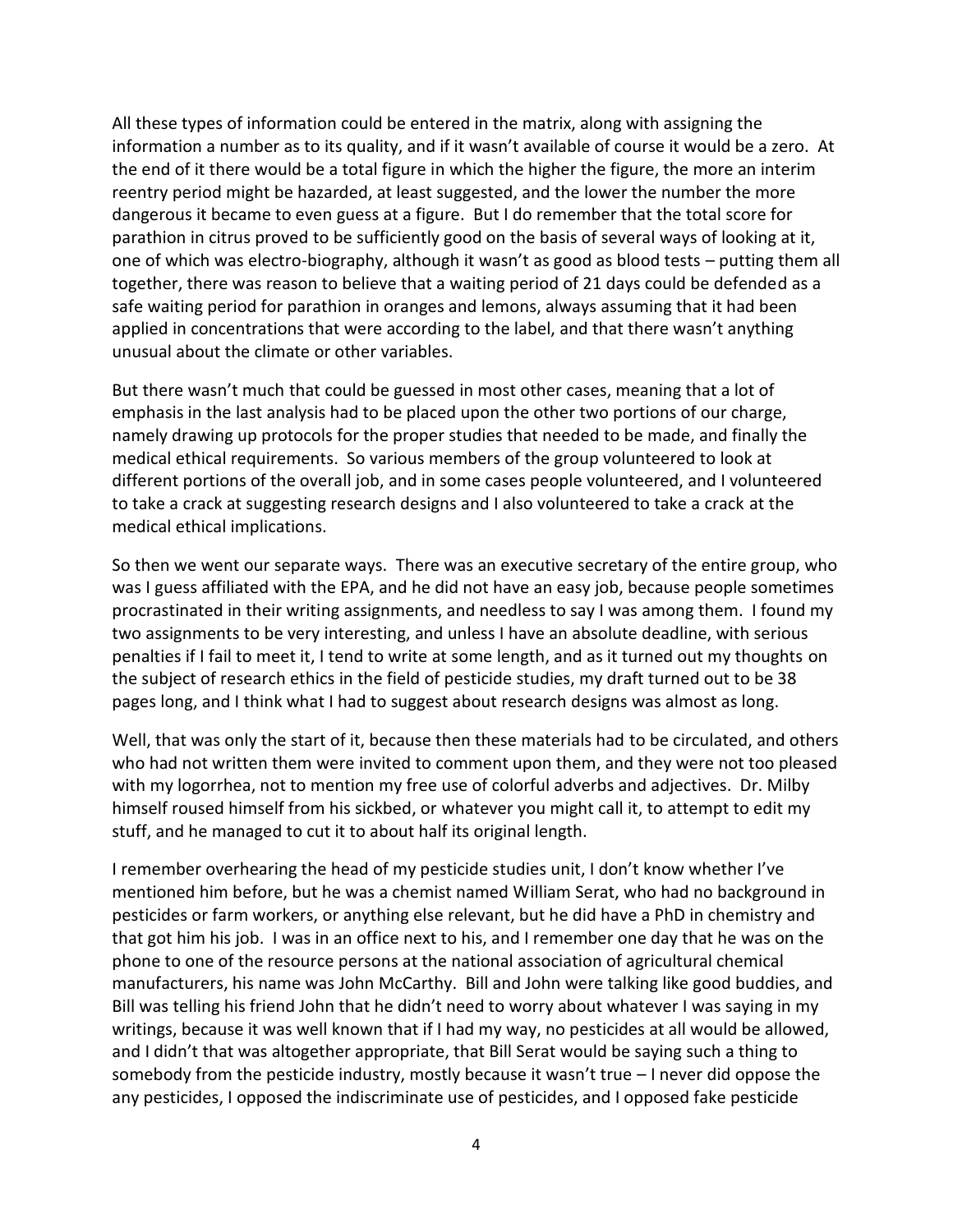All these types of information could be entered in the matrix, along with assigning the information a number as to its quality, and if it wasn't available of course it would be a zero. At the end of it there would be a total figure in which the higher the figure, the more an interim reentry period might be hazarded, at least suggested, and the lower the number the more dangerous it became to even guess at a figure. But I do remember that the total score for parathion in citrus proved to be sufficiently good on the basis of several ways of looking at it, one of which was electro-biography, although it wasn't as good as blood tests – putting them all together, there was reason to believe that a waiting period of 21 days could be defended as a safe waiting period for parathion in oranges and lemons, always assuming that it had been applied in concentrations that were according to the label, and that there wasn't anything unusual about the climate or other variables.

But there wasn't much that could be guessed in most other cases, meaning that a lot of emphasis in the last analysis had to be placed upon the other two portions of our charge, namely drawing up protocols for the proper studies that needed to be made, and finally the medical ethical requirements. So various members of the group volunteered to look at different portions of the overall job, and in some cases people volunteered, and I volunteered to take a crack at suggesting research designs and I also volunteered to take a crack at the medical ethical implications.

So then we went our separate ways. There was an executive secretary of the entire group, who was I guess affiliated with the EPA, and he did not have an easy job, because people sometimes procrastinated in their writing assignments, and needless to say I was among them. I found my two assignments to be very interesting, and unless I have an absolute deadline, with serious penalties if I fail to meet it, I tend to write at some length, and as it turned out my thoughts on the subject of research ethics in the field of pesticide studies, my draft turned out to be 38 pages long, and I think what I had to suggest about research designs was almost as long.

Well, that was only the start of it, because then these materials had to be circulated, and others who had not written them were invited to comment upon them, and they were not too pleased with my logorrhea, not to mention my free use of colorful adverbs and adjectives. Dr. Milby himself roused himself from his sickbed, or whatever you might call it, to attempt to edit my stuff, and he managed to cut it to about half its original length.

I remember overhearing the head of my pesticide studies unit, I don't know whether I've mentioned him before, but he was a chemist named William Serat, who had no background in pesticides or farm workers, or anything else relevant, but he did have a PhD in chemistry and that got him his job. I was in an office next to his, and I remember one day that he was on the phone to one of the resource persons at the national association of agricultural chemical manufacturers, his name was John McCarthy. Bill and John were talking like good buddies, and Bill was telling his friend John that he didn't need to worry about whatever I was saying in my writings, because it was well known that if I had my way, no pesticides at all would be allowed, and I didn't that was altogether appropriate, that Bill Serat would be saying such a thing to somebody from the pesticide industry, mostly because it wasn't true – I never did oppose the any pesticides, I opposed the indiscriminate use of pesticides, and I opposed fake pesticide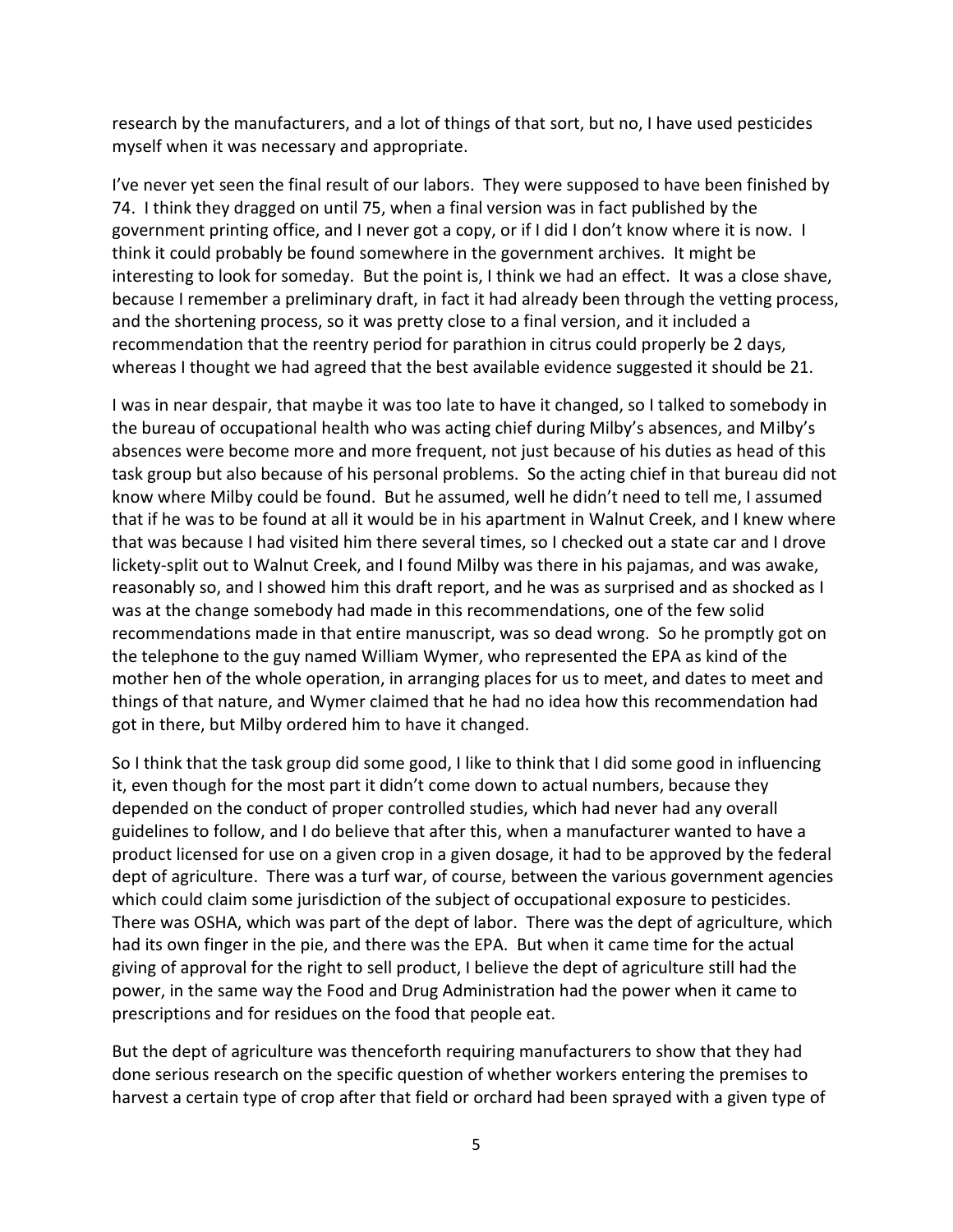research by the manufacturers, and a lot of things of that sort, but no, I have used pesticides myself when it was necessary and appropriate.

I've never yet seen the final result of our labors. They were supposed to have been finished by 74. I think they dragged on until 75, when a final version was in fact published by the government printing office, and I never got a copy, or if I did I don't know where it is now. I think it could probably be found somewhere in the government archives. It might be interesting to look for someday. But the point is, I think we had an effect. It was a close shave, because I remember a preliminary draft, in fact it had already been through the vetting process, and the shortening process, so it was pretty close to a final version, and it included a recommendation that the reentry period for parathion in citrus could properly be 2 days, whereas I thought we had agreed that the best available evidence suggested it should be 21.

I was in near despair, that maybe it was too late to have it changed, so I talked to somebody in the bureau of occupational health who was acting chief during Milby's absences, and Milby's absences were become more and more frequent, not just because of his duties as head of this task group but also because of his personal problems. So the acting chief in that bureau did not know where Milby could be found. But he assumed, well he didn't need to tell me, I assumed that if he was to be found at all it would be in his apartment in Walnut Creek, and I knew where that was because I had visited him there several times, so I checked out a state car and I drove lickety-split out to Walnut Creek, and I found Milby was there in his pajamas, and was awake, reasonably so, and I showed him this draft report, and he was as surprised and as shocked as I was at the change somebody had made in this recommendations, one of the few solid recommendations made in that entire manuscript, was so dead wrong. So he promptly got on the telephone to the guy named William Wymer, who represented the EPA as kind of the mother hen of the whole operation, in arranging places for us to meet, and dates to meet and things of that nature, and Wymer claimed that he had no idea how this recommendation had got in there, but Milby ordered him to have it changed.

So I think that the task group did some good, I like to think that I did some good in influencing it, even though for the most part it didn't come down to actual numbers, because they depended on the conduct of proper controlled studies, which had never had any overall guidelines to follow, and I do believe that after this, when a manufacturer wanted to have a product licensed for use on a given crop in a given dosage, it had to be approved by the federal dept of agriculture. There was a turf war, of course, between the various government agencies which could claim some jurisdiction of the subject of occupational exposure to pesticides. There was OSHA, which was part of the dept of labor. There was the dept of agriculture, which had its own finger in the pie, and there was the EPA. But when it came time for the actual giving of approval for the right to sell product, I believe the dept of agriculture still had the power, in the same way the Food and Drug Administration had the power when it came to prescriptions and for residues on the food that people eat.

But the dept of agriculture was thenceforth requiring manufacturers to show that they had done serious research on the specific question of whether workers entering the premises to harvest a certain type of crop after that field or orchard had been sprayed with a given type of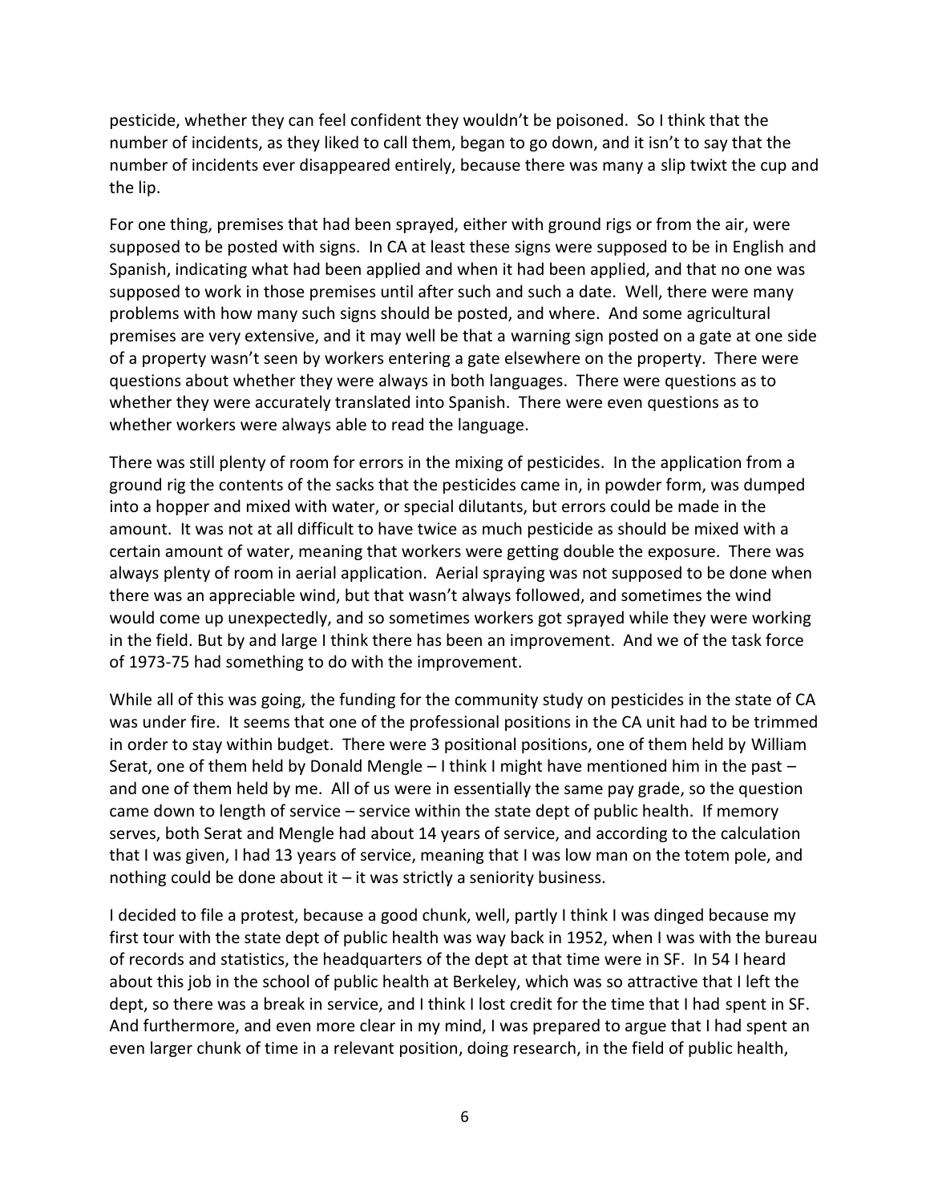pesticide, whether they can feel confident they wouldn't be poisoned. So I think that the number of incidents, as they liked to call them, began to go down, and it isn't to say that the number of incidents ever disappeared entirely, because there was many a slip twixt the cup and the lip.

For one thing, premises that had been sprayed, either with ground rigs or from the air, were supposed to be posted with signs. In CA at least these signs were supposed to be in English and Spanish, indicating what had been applied and when it had been applied, and that no one was supposed to work in those premises until after such and such a date. Well, there were many problems with how many such signs should be posted, and where. And some agricultural premises are very extensive, and it may well be that a warning sign posted on a gate at one side of a property wasn't seen by workers entering a gate elsewhere on the property. There were questions about whether they were always in both languages. There were questions as to whether they were accurately translated into Spanish. There were even questions as to whether workers were always able to read the language.

There was still plenty of room for errors in the mixing of pesticides. In the application from a ground rig the contents of the sacks that the pesticides came in, in powder form, was dumped into a hopper and mixed with water, or special dilutants, but errors could be made in the amount. It was not at all difficult to have twice as much pesticide as should be mixed with a certain amount of water, meaning that workers were getting double the exposure. There was always plenty of room in aerial application. Aerial spraying was not supposed to be done when there was an appreciable wind, but that wasn't always followed, and sometimes the wind would come up unexpectedly, and so sometimes workers got sprayed while they were working in the field. But by and large I think there has been an improvement. And we of the task force of 1973-75 had something to do with the improvement.

While all of this was going, the funding for the community study on pesticides in the state of CA was under fire. It seems that one of the professional positions in the CA unit had to be trimmed in order to stay within budget. There were 3 positional positions, one of them held by William Serat, one of them held by Donald Mengle – I think I might have mentioned him in the past – and one of them held by me. All of us were in essentially the same pay grade, so the question came down to length of service – service within the state dept of public health. If memory serves, both Serat and Mengle had about 14 years of service, and according to the calculation that I was given, I had 13 years of service, meaning that I was low man on the totem pole, and nothing could be done about it – it was strictly a seniority business.

I decided to file a protest, because a good chunk, well, partly I think I was dinged because my first tour with the state dept of public health was way back in 1952, when I was with the bureau of records and statistics, the headquarters of the dept at that time were in SF. In 54 I heard about this job in the school of public health at Berkeley, which was so attractive that I left the dept, so there was a break in service, and I think I lost credit for the time that I had spent in SF. And furthermore, and even more clear in my mind, I was prepared to argue that I had spent an even larger chunk of time in a relevant position, doing research, in the field of public health,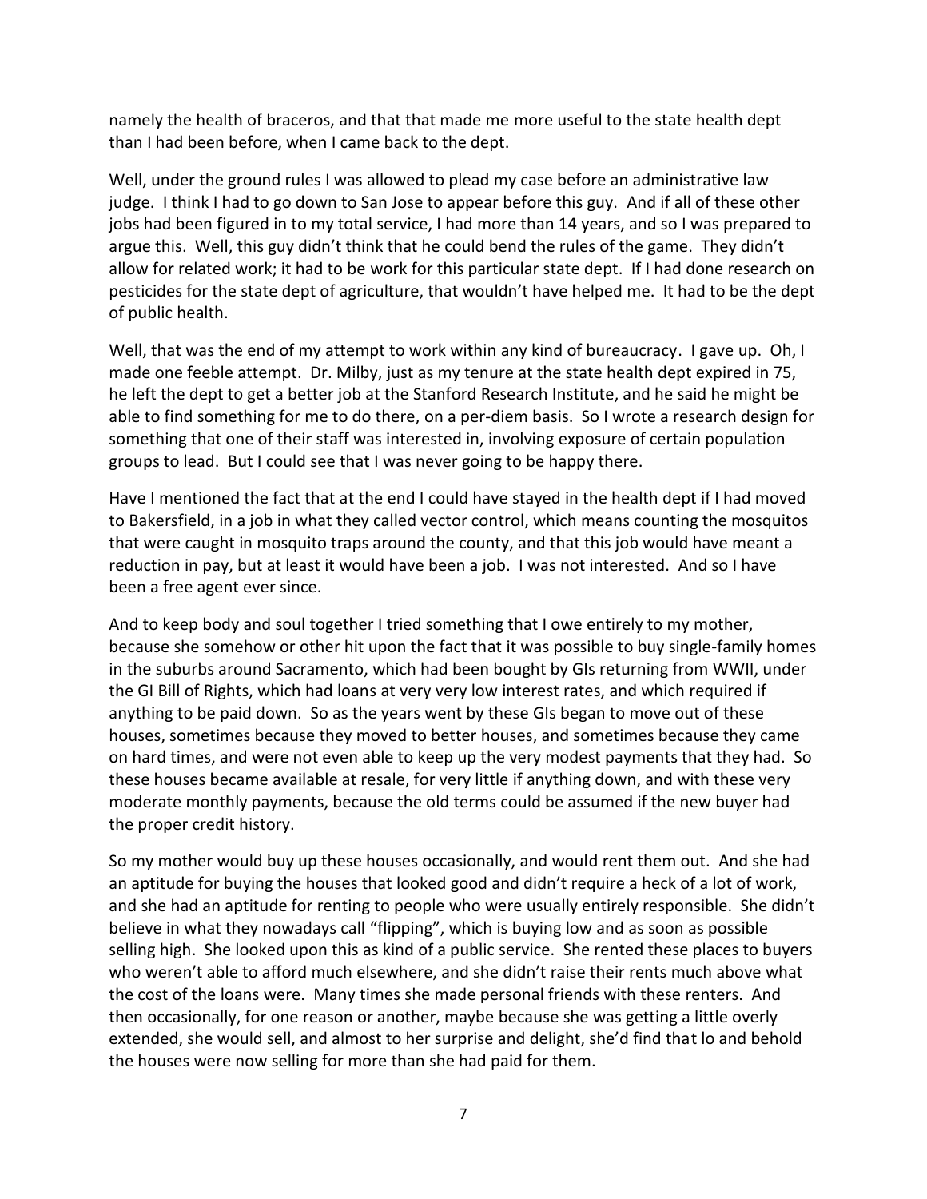namely the health of braceros, and that that made me more useful to the state health dept than I had been before, when I came back to the dept.

Well, under the ground rules I was allowed to plead my case before an administrative law judge. I think I had to go down to San Jose to appear before this guy. And if all of these other jobs had been figured in to my total service, I had more than 14 years, and so I was prepared to argue this. Well, this guy didn't think that he could bend the rules of the game. They didn't allow for related work; it had to be work for this particular state dept. If I had done research on pesticides for the state dept of agriculture, that wouldn't have helped me. It had to be the dept of public health.

Well, that was the end of my attempt to work within any kind of bureaucracy. I gave up. Oh, I made one feeble attempt. Dr. Milby, just as my tenure at the state health dept expired in 75, he left the dept to get a better job at the Stanford Research Institute, and he said he might be able to find something for me to do there, on a per-diem basis. So I wrote a research design for something that one of their staff was interested in, involving exposure of certain population groups to lead. But I could see that I was never going to be happy there.

Have I mentioned the fact that at the end I could have stayed in the health dept if I had moved to Bakersfield, in a job in what they called vector control, which means counting the mosquitos that were caught in mosquito traps around the county, and that this job would have meant a reduction in pay, but at least it would have been a job. I was not interested. And so I have been a free agent ever since.

And to keep body and soul together I tried something that I owe entirely to my mother, because she somehow or other hit upon the fact that it was possible to buy single-family homes in the suburbs around Sacramento, which had been bought by GIs returning from WWII, under the GI Bill of Rights, which had loans at very very low interest rates, and which required if anything to be paid down. So as the years went by these GIs began to move out of these houses, sometimes because they moved to better houses, and sometimes because they came on hard times, and were not even able to keep up the very modest payments that they had. So these houses became available at resale, for very little if anything down, and with these very moderate monthly payments, because the old terms could be assumed if the new buyer had the proper credit history.

So my mother would buy up these houses occasionally, and would rent them out. And she had an aptitude for buying the houses that looked good and didn't require a heck of a lot of work, and she had an aptitude for renting to people who were usually entirely responsible. She didn't believe in what they nowadays call "flipping", which is buying low and as soon as possible selling high. She looked upon this as kind of a public service. She rented these places to buyers who weren't able to afford much elsewhere, and she didn't raise their rents much above what the cost of the loans were. Many times she made personal friends with these renters. And then occasionally, for one reason or another, maybe because she was getting a little overly extended, she would sell, and almost to her surprise and delight, she'd find that lo and behold the houses were now selling for more than she had paid for them.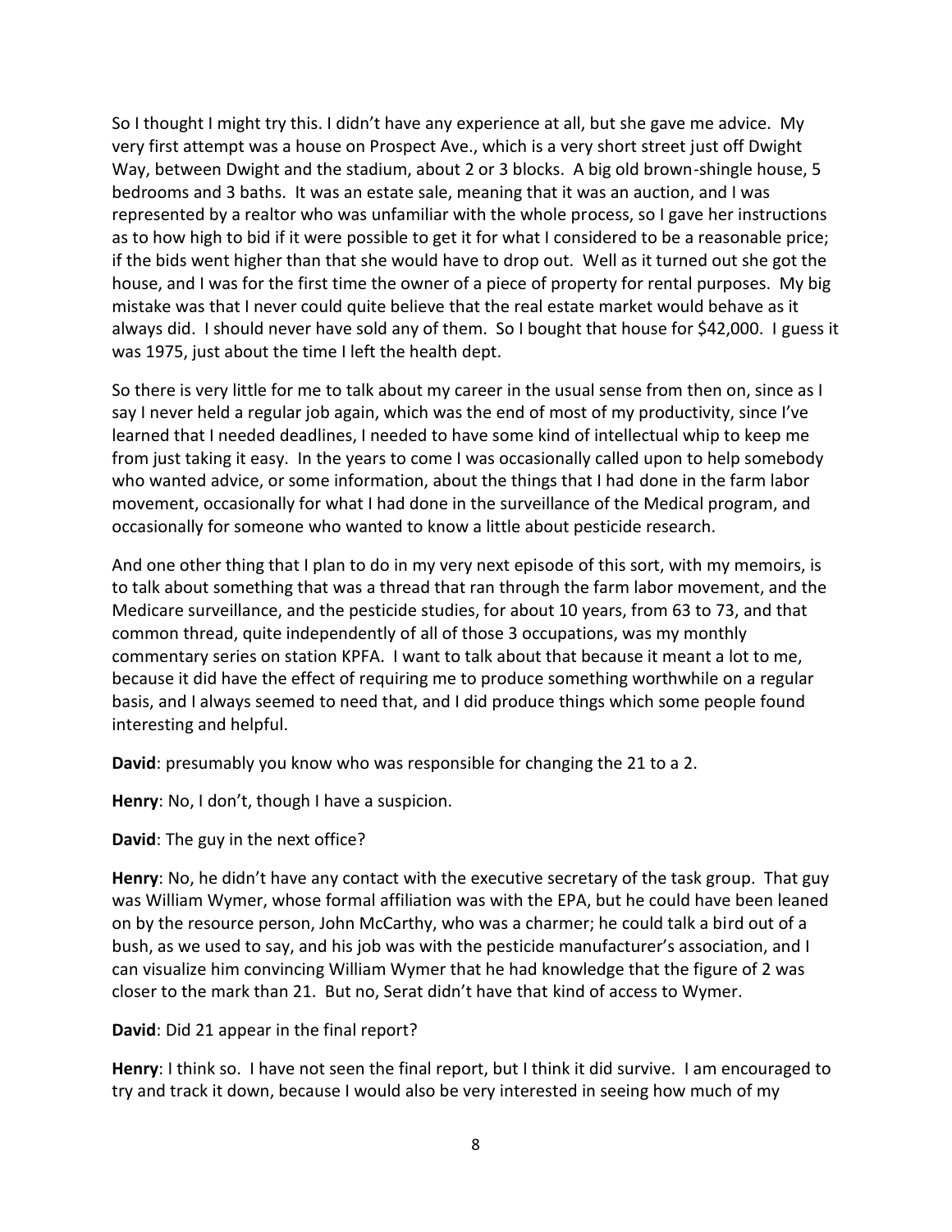So I thought I might try this. I didn't have any experience at all, but she gave me advice. My very first attempt was a house on Prospect Ave., which is a very short street just off Dwight Way, between Dwight and the stadium, about 2 or 3 blocks. A big old brown-shingle house, 5 bedrooms and 3 baths. It was an estate sale, meaning that it was an auction, and I was represented by a realtor who was unfamiliar with the whole process, so I gave her instructions as to how high to bid if it were possible to get it for what I considered to be a reasonable price; if the bids went higher than that she would have to drop out. Well as it turned out she got the house, and I was for the first time the owner of a piece of property for rental purposes. My big mistake was that I never could quite believe that the real estate market would behave as it always did. I should never have sold any of them. So I bought that house for $42,000. I guess it was 1975, just about the time I left the health dept.

So there is very little for me to talk about my career in the usual sense from then on, since as I say I never held a regular job again, which was the end of most of my productivity, since I've learned that I needed deadlines, I needed to have some kind of intellectual whip to keep me from just taking it easy. In the years to come I was occasionally called upon to help somebody who wanted advice, or some information, about the things that I had done in the farm labor movement, occasionally for what I had done in the surveillance of the Medical program, and occasionally for someone who wanted to know a little about pesticide research.

And one other thing that I plan to do in my very next episode of this sort, with my memoirs, is to talk about something that was a thread that ran through the farm labor movement, and the Medicare surveillance, and the pesticide studies, for about 10 years, from 63 to 73, and that common thread, quite independently of all of those 3 occupations, was my monthly commentary series on station KPFA. I want to talk about that because it meant a lot to me, because it did have the effect of requiring me to produce something worthwhile on a regular basis, and I always seemed to need that, and I did produce things which some people found interesting and helpful.

**David**: presumably you know who was responsible for changing the 21 to a 2.

**Henry**: No, I don't, though I have a suspicion.

**David**: The guy in the next office?

**Henry**: No, he didn't have any contact with the executive secretary of the task group. That guy was William Wymer, whose formal affiliation was with the EPA, but he could have been leaned on by the resource person, John McCarthy, who was a charmer; he could talk a bird out of a bush, as we used to say, and his job was with the pesticide manufacturer's association, and I can visualize him convincing William Wymer that he had knowledge that the figure of 2 was closer to the mark than 21. But no, Serat didn't have that kind of access to Wymer.

**David**: Did 21 appear in the final report?

**Henry**: I think so. I have not seen the final report, but I think it did survive. I am encouraged to try and track it down, because I would also be very interested in seeing how much of my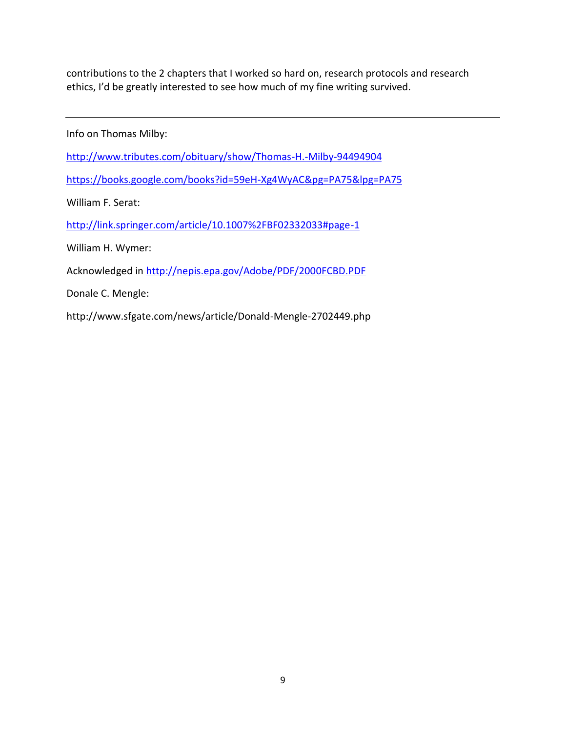contributions to the 2 chapters that I worked so hard on, research protocols and research ethics, I'd be greatly interested to see how much of my fine writing survived.

---

Info on Thomas Milby:

http://www.tributes.com/obituary/show/Thomas-H.-Milby-94494904

https://books.google.com/books?id=59eH-Xg4WyAC&pg=PA75&lpg=PA75

William F. Serat:

http://link.springer.com/article/10.1007%2FBF02332033#page-1

William H. Wymer:

Acknowledged in http://nepis.epa.gov/Adobe/PDF/2000FCBD.PDF

Donale C. Mengle:

http://www.sfgate.com/news/article/Donald-Mengle-2702449.php